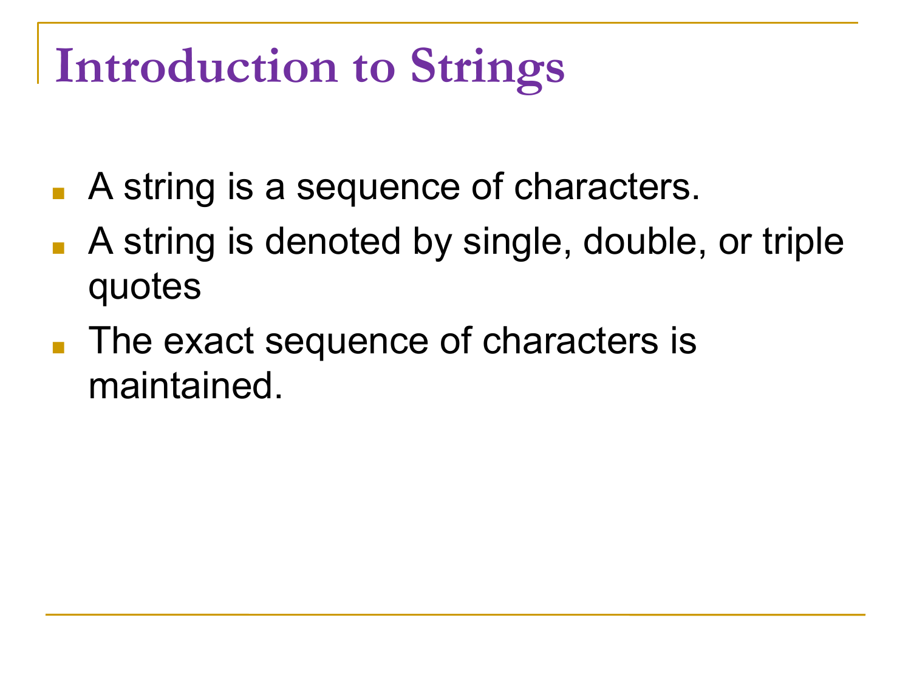# Introduction to Strings

- A string is a sequence of characters.
- A string is denoted by single, double, or triple quotes
- The exact sequence of characters is maintained.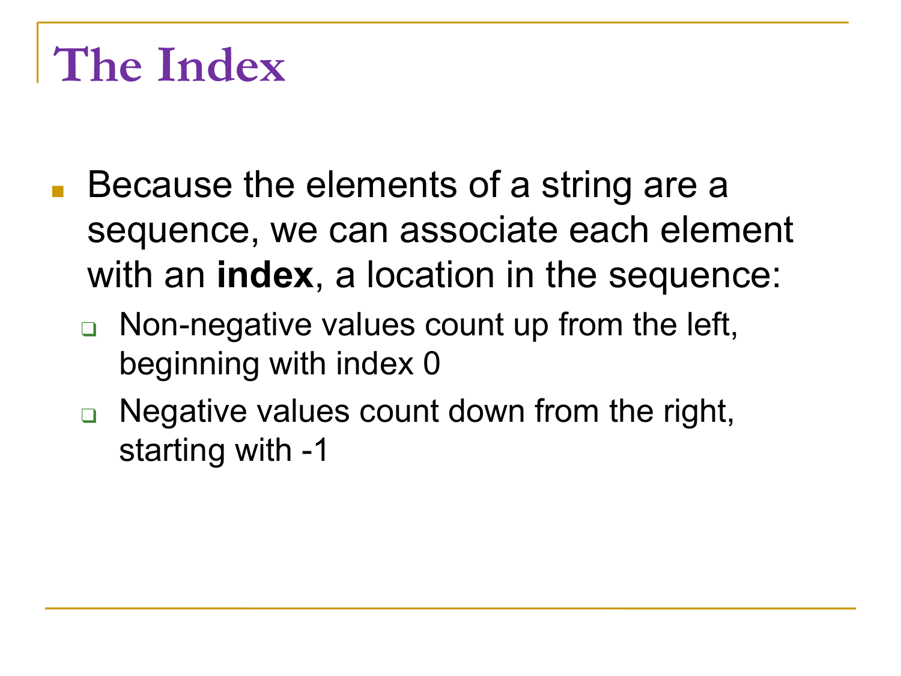# The Index

- Because the elements of a string are a sequence, we can associate each element with an **index**, a location in the sequence:
  - Non-negative values count up from the left, beginning with index 0
  - Negative values count down from the right, starting with -1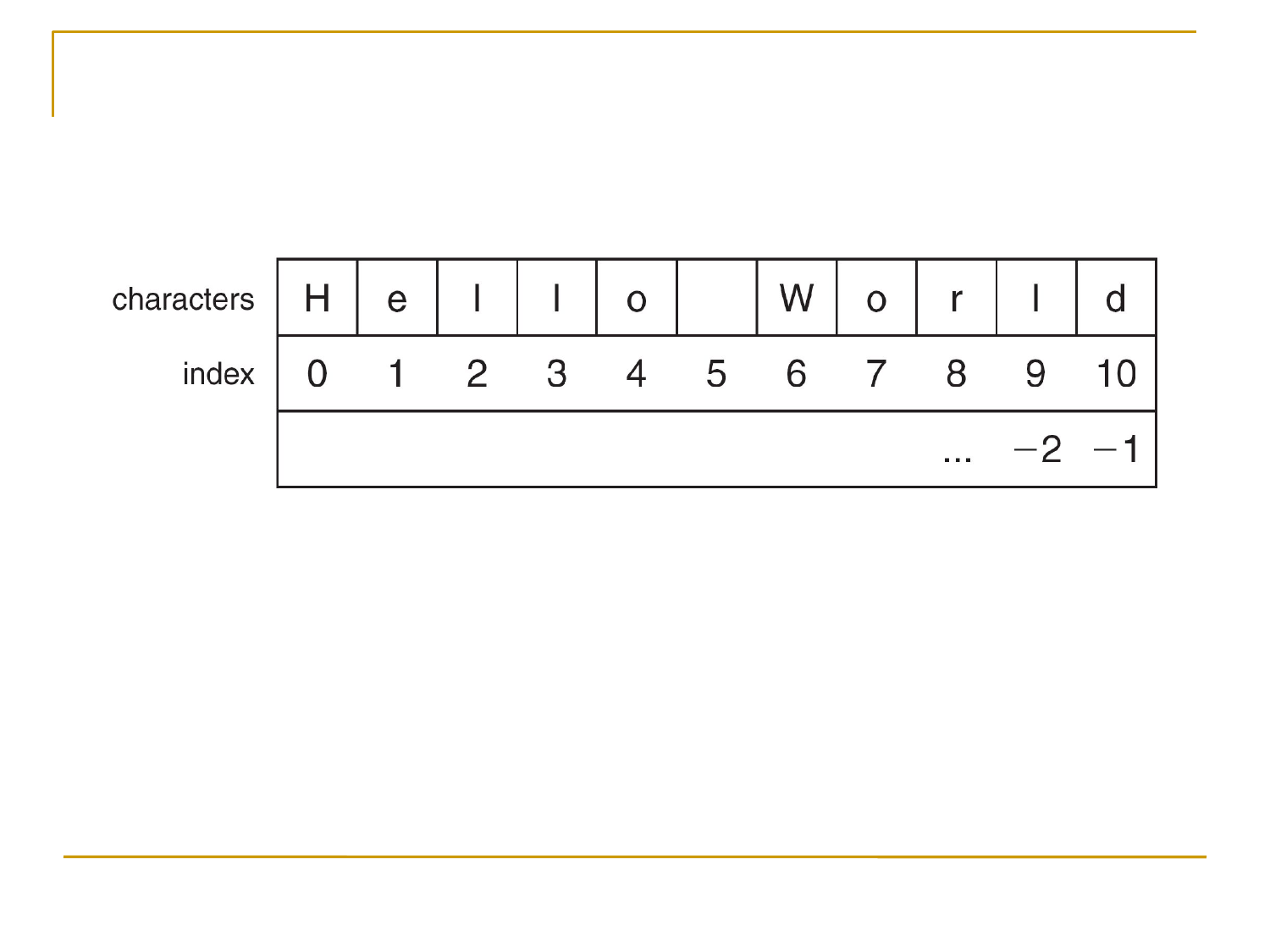| characters | H | e | l | l | o | | W | o | r | l | d |
|---|---|---|---|---|---|---|---|---|---|---|---|
| index | 0 | 1 | 2 | 3 | 4 | 5 | 6 | 7 | 8 | 9 | 10 |
| | | | | | | | | | ... | −2 | −1 |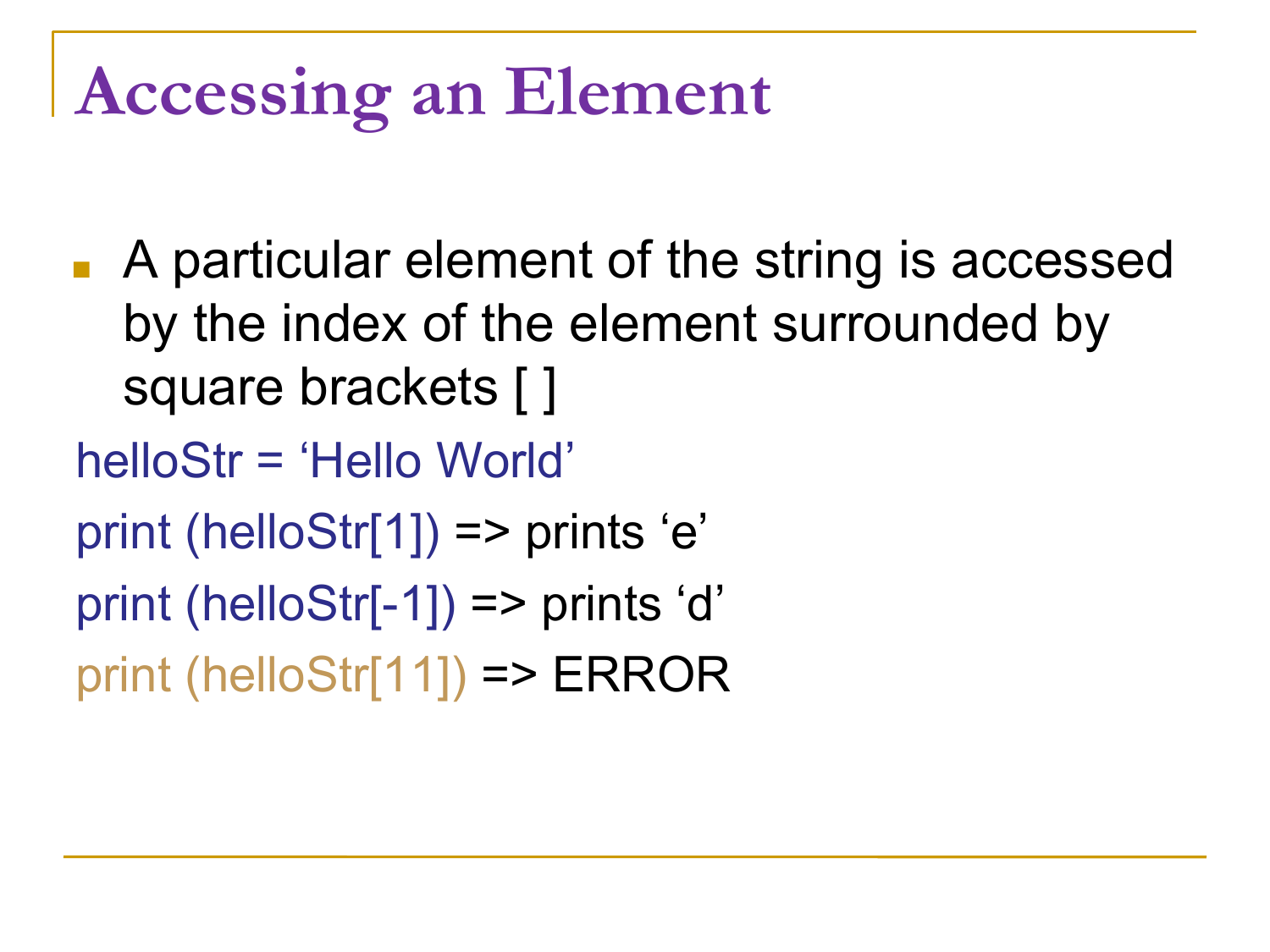# Accessing an Element

- A particular element of the string is accessed by the index of the element surrounded by square brackets [ ]

helloStr = ‘Hello World’

print (helloStr[1]) => prints ‘e’

print (helloStr[-1]) => prints ‘d’

print (helloStr[11]) => ERROR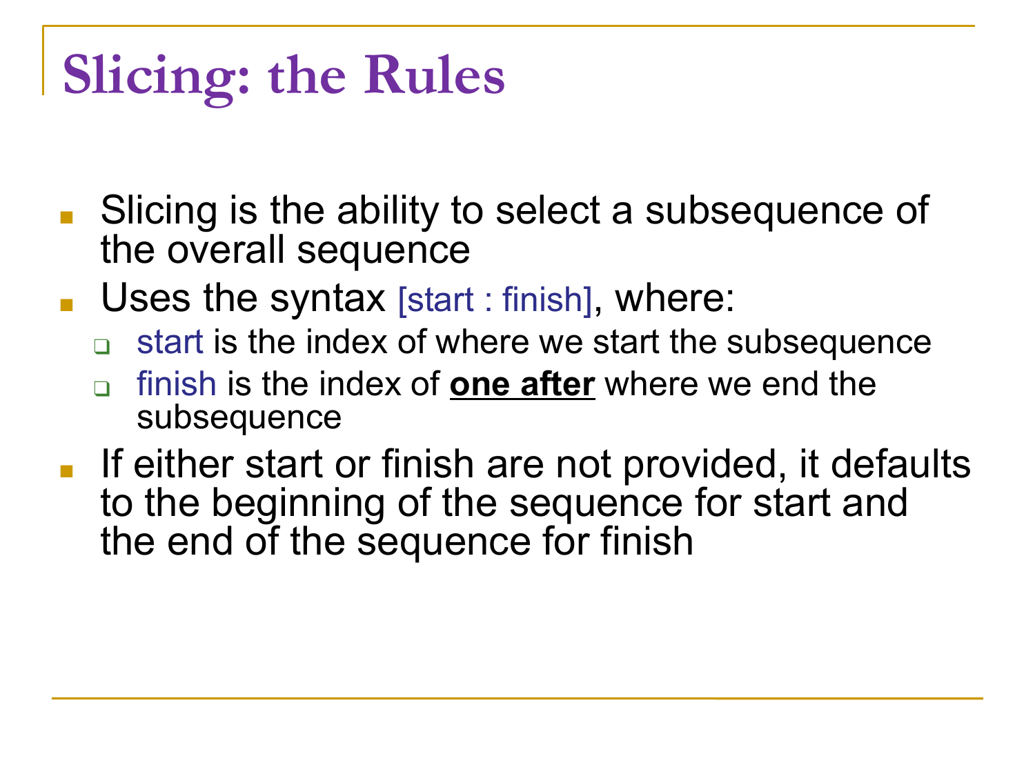# Slicing: the Rules

- Slicing is the ability to select a subsequence of the overall sequence
- Uses the syntax [start : finish], where:
  - start is the index of where we start the subsequence
  - finish is the index of **one after** where we end the subsequence
- If either start or finish are not provided, it defaults to the beginning of the sequence for start and the end of the sequence for finish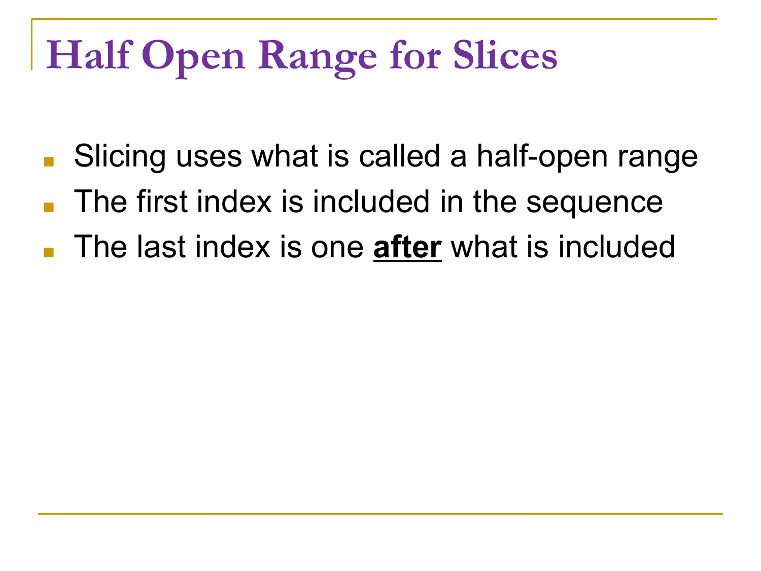# Half Open Range for Slices

- Slicing uses what is called a half-open range
- The first index is included in the sequence
- The last index is one **after** what is included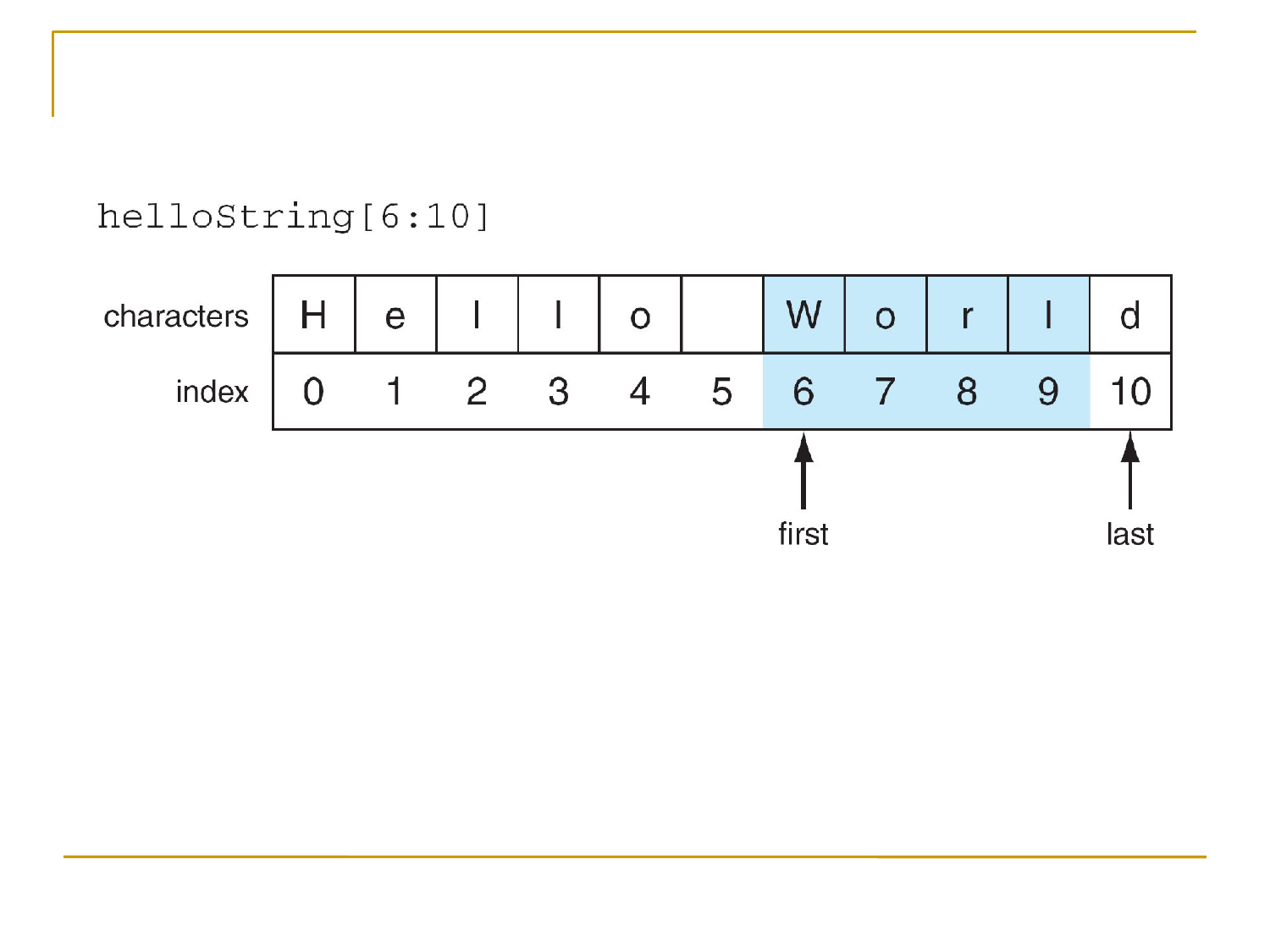```
helloString[6:10]
```

| characters | H | e | l | l | o | | W | o | r | l | d |
|---|---|---|---|---|---|---|---|---|---|---|---|
| index | 0 | 1 | 2 | 3 | 4 | 5 | 6 | 7 | 8 | 9 | 10 |

first (index 6) — last (index 10)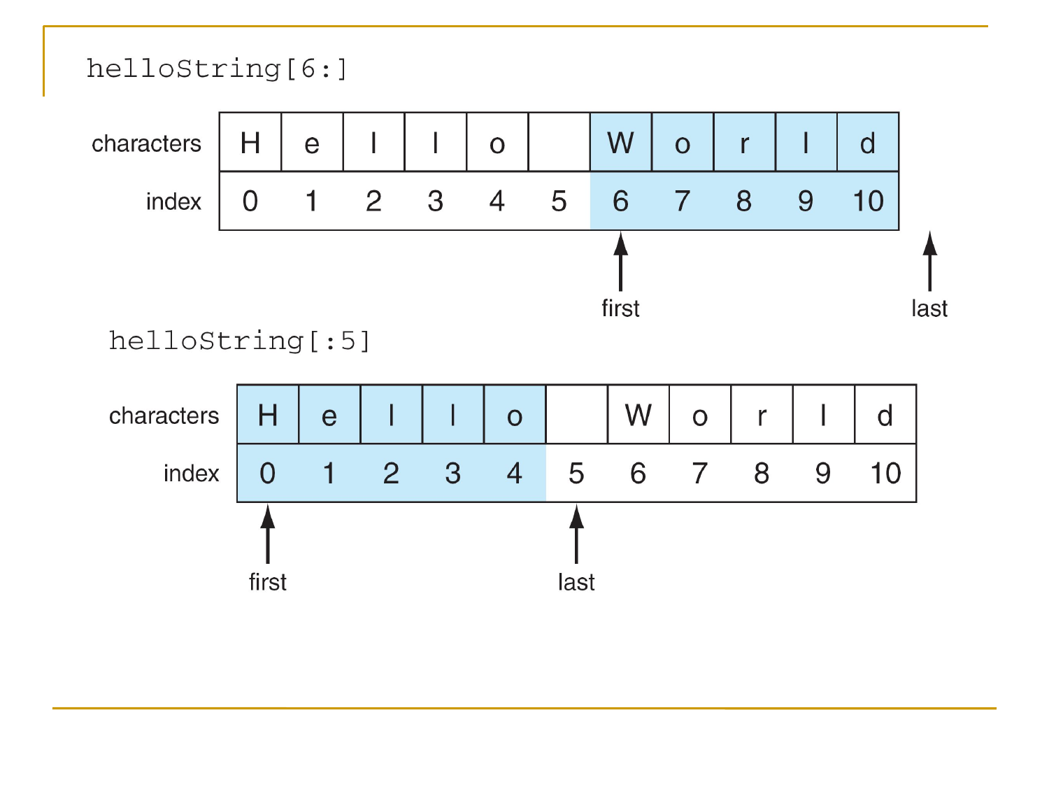```
helloString[6:]
```

| characters | H | e | l | l | o | | W | o | r | l | d |
|---|---|---|---|---|---|---|---|---|---|---|---|
| index | 0 | 1 | 2 | 3 | 4 | 5 | 6 | 7 | 8 | 9 | 10 |

first (index 6) → last (after index 10)

```
helloString[:5]
```

| characters | H | e | l | l | o | | W | o | r | l | d |
|---|---|---|---|---|---|---|---|---|---|---|---|
| index | 0 | 1 | 2 | 3 | 4 | 5 | 6 | 7 | 8 | 9 | 10 |

first (index 0) → last (index 5)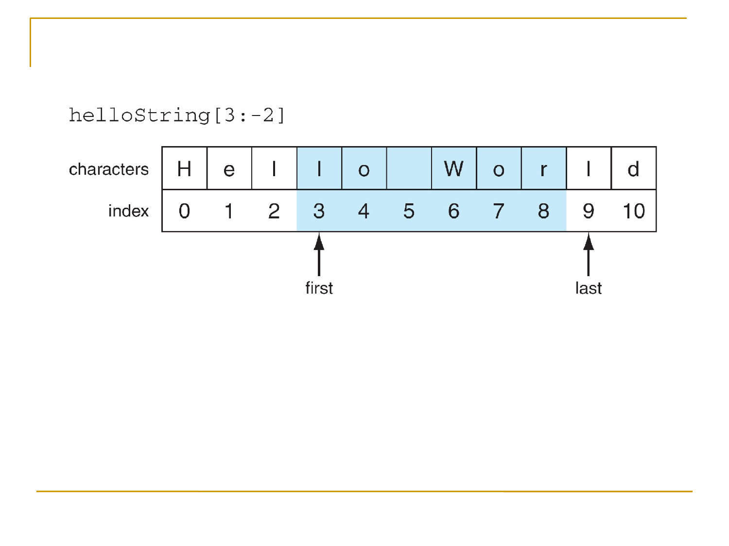```
helloString[3:-2]
```

| characters | H | e | l | l | o | | W | o | r | l | d |
|---|---|---|---|---|---|---|---|---|---|---|---|
| index | 0 | 1 | 2 | 3 | 4 | 5 | 6 | 7 | 8 | 9 | 10 |

first (index 3) — last (index 9)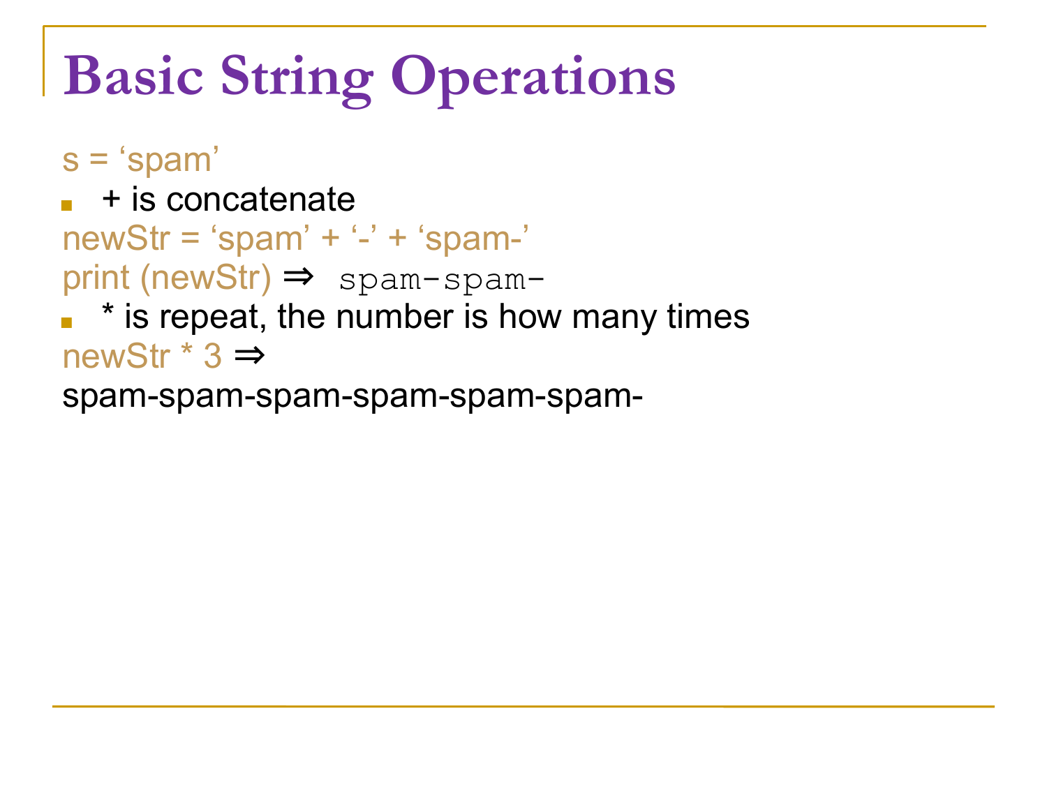# Basic String Operations

s = ‘spam’

- + is concatenate

newStr = ‘spam’ + ‘-’ + ‘spam-’

print (newStr) ⇒ `spam-spam-`

- * is repeat, the number is how many times

newStr * 3 ⇒

spam-spam-spam-spam-spam-spam-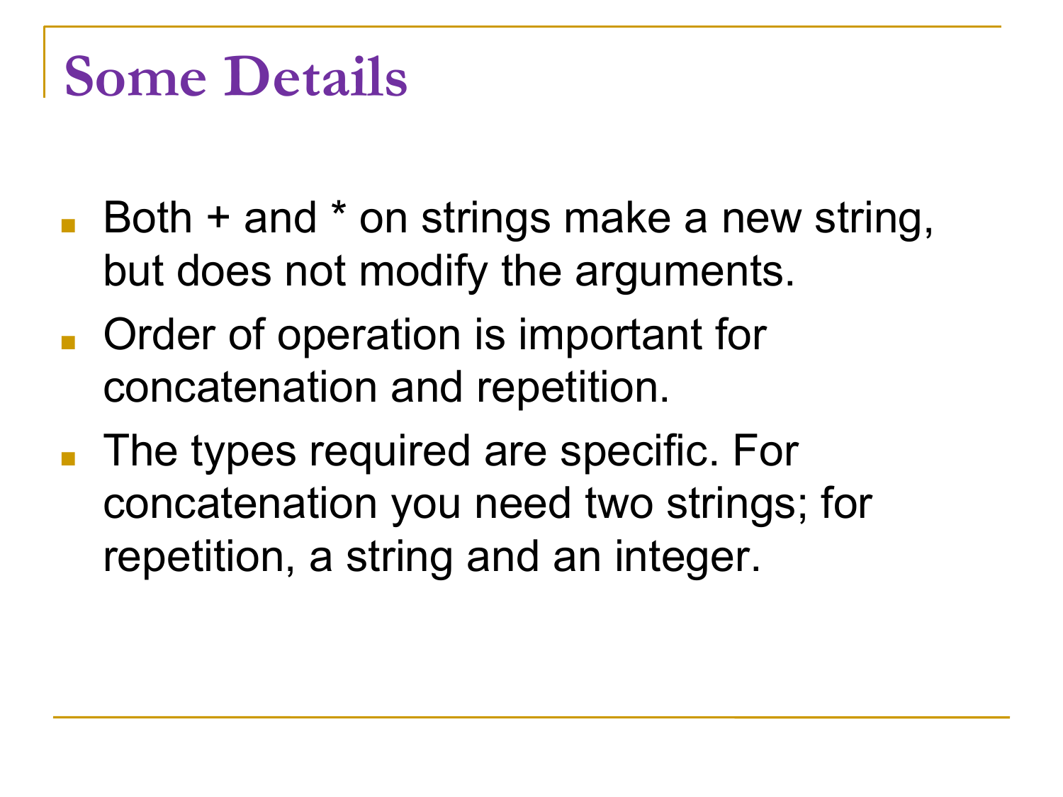# Some Details

- Both + and * on strings make a new string, but does not modify the arguments.
- Order of operation is important for concatenation and repetition.
- The types required are specific. For concatenation you need two strings; for repetition, a string and an integer.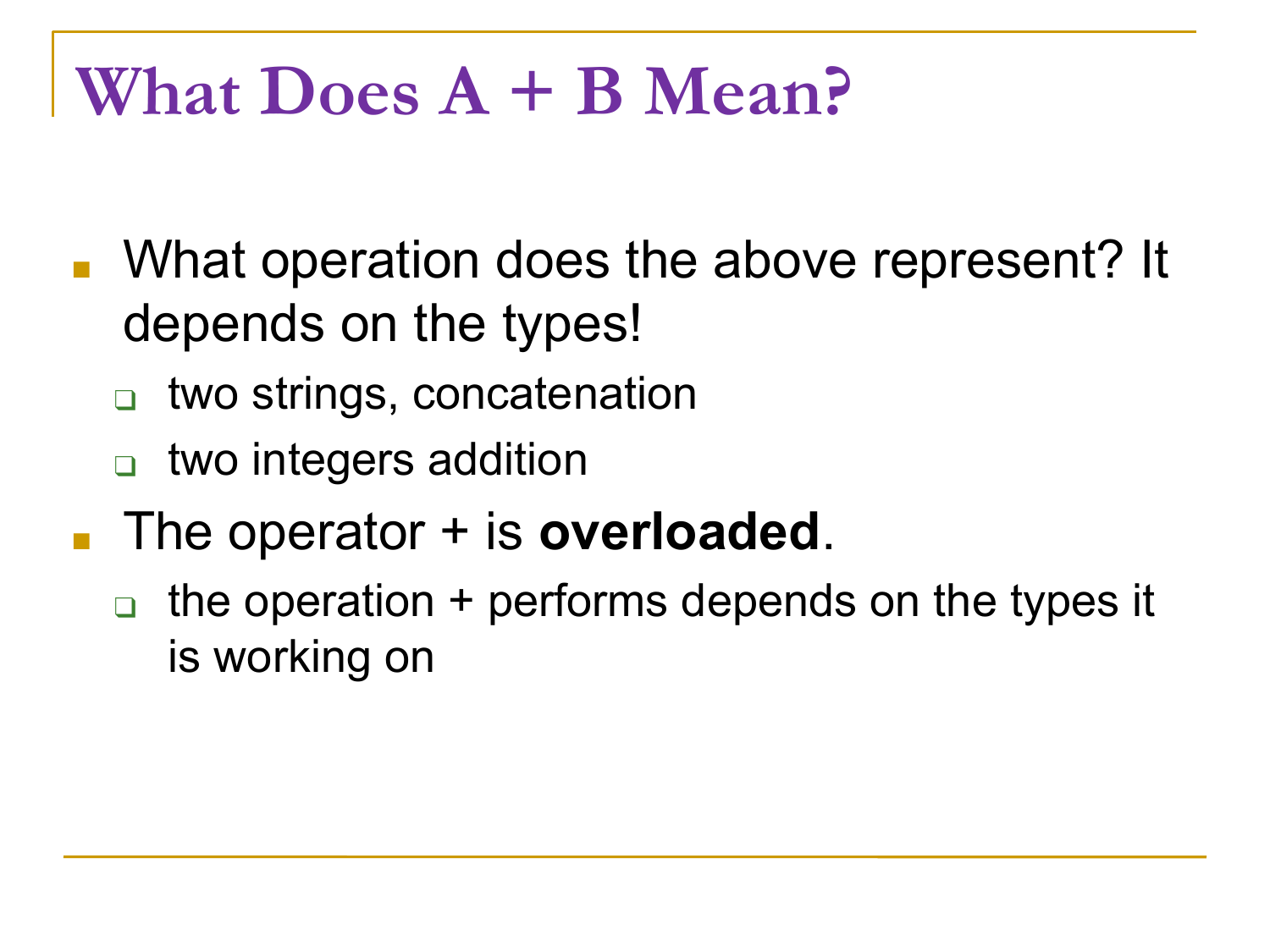# What Does A + B Mean?

- What operation does the above represent? It depends on the types!
  - two strings, concatenation
  - two integers addition
- The operator + is **overloaded**.
  - the operation + performs depends on the types it is working on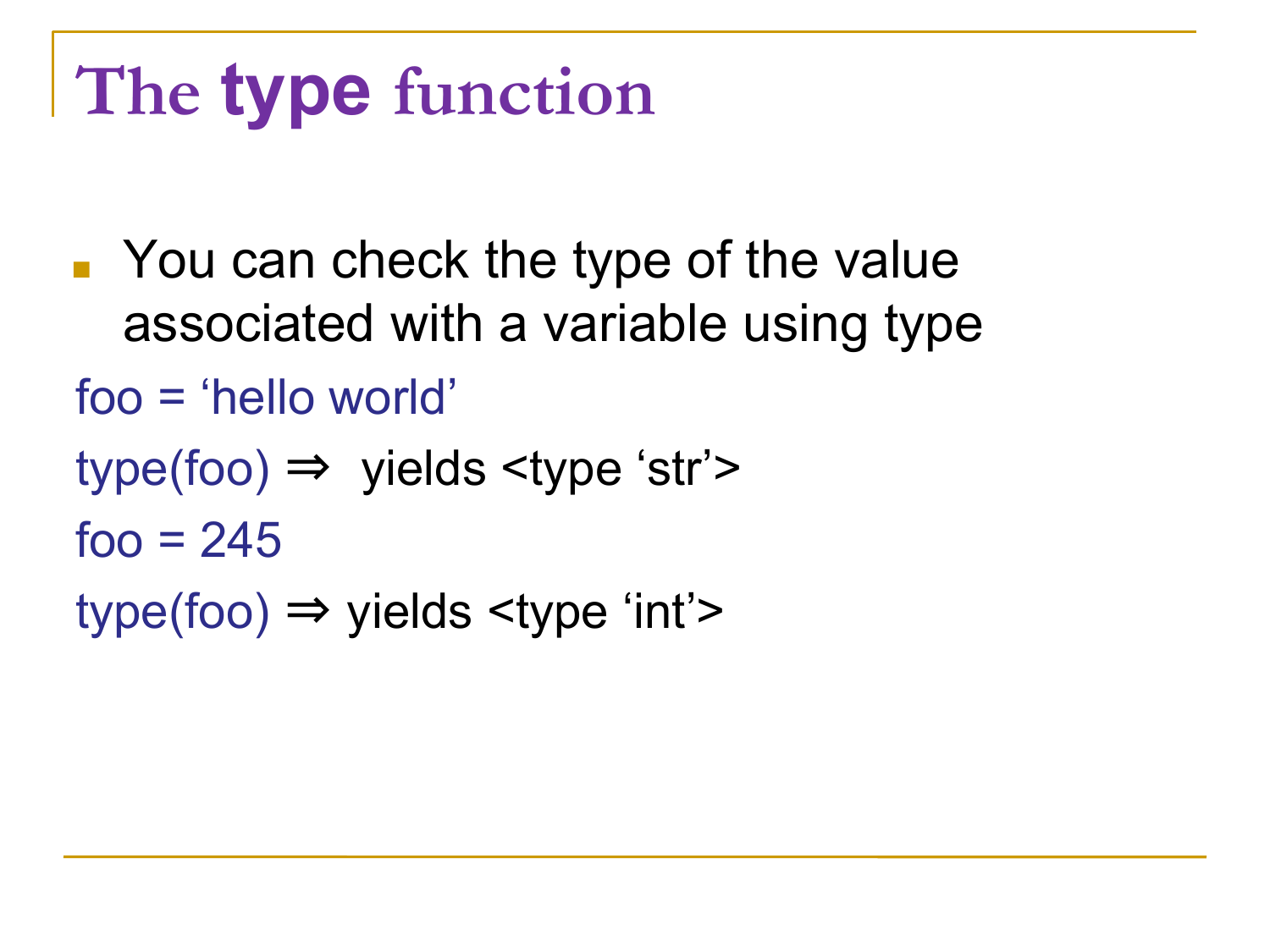# The **type** function

- You can check the type of the value associated with a variable using type

foo = ‘hello world’

type(foo) ⇒ yields <type ‘str’>

foo = 245

type(foo) ⇒ yields <type ‘int’>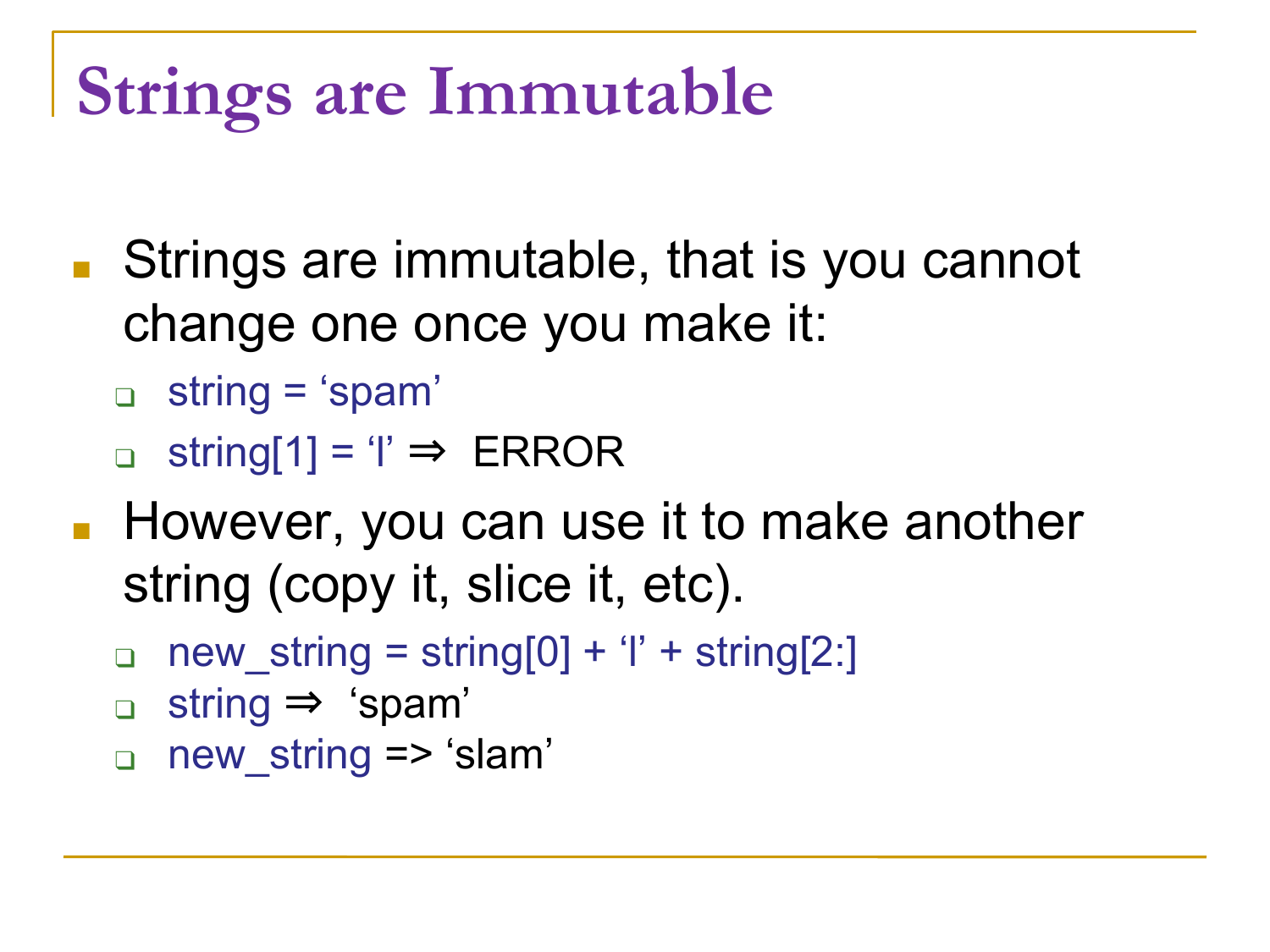# Strings are Immutable

- Strings are immutable, that is you cannot change one once you make it:
  - string = ‘spam’
  - string[1] = ‘l’ ⇒ ERROR
- However, you can use it to make another string (copy it, slice it, etc).
  - new_string = string[0] + ‘l’ + string[2:]
  - string ⇒ ‘spam’
  - new_string => ‘slam’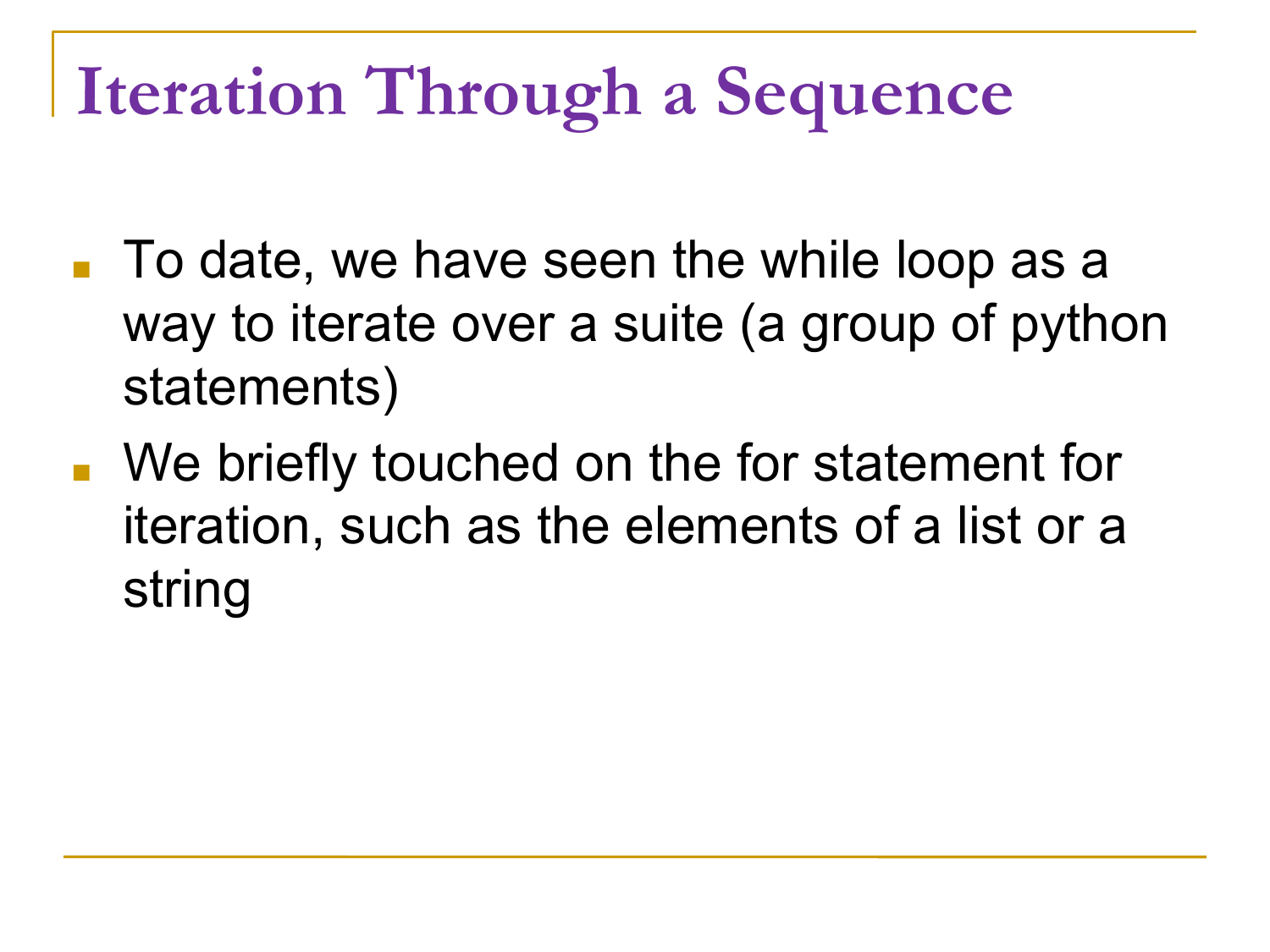# Iteration Through a Sequence

- To date, we have seen the while loop as a way to iterate over a suite (a group of python statements)
- We briefly touched on the for statement for iteration, such as the elements of a list or a string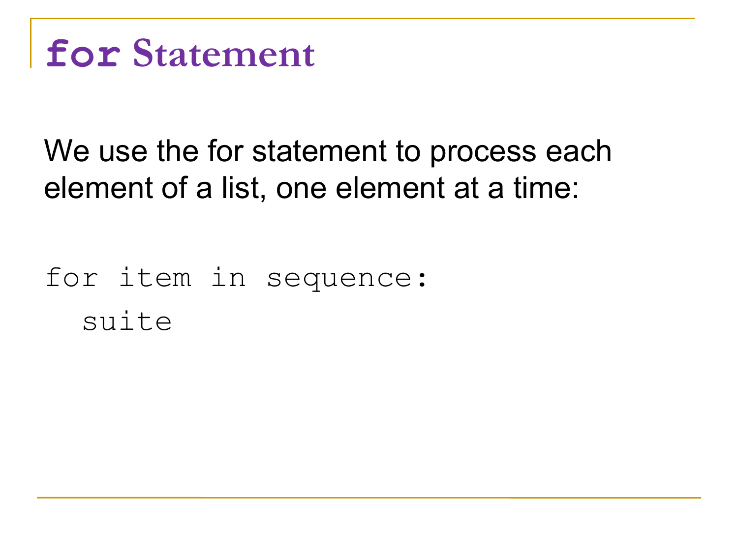# `for` Statement

We use the for statement to process each element of a list, one element at a time:

```
for item in sequence:
  suite
```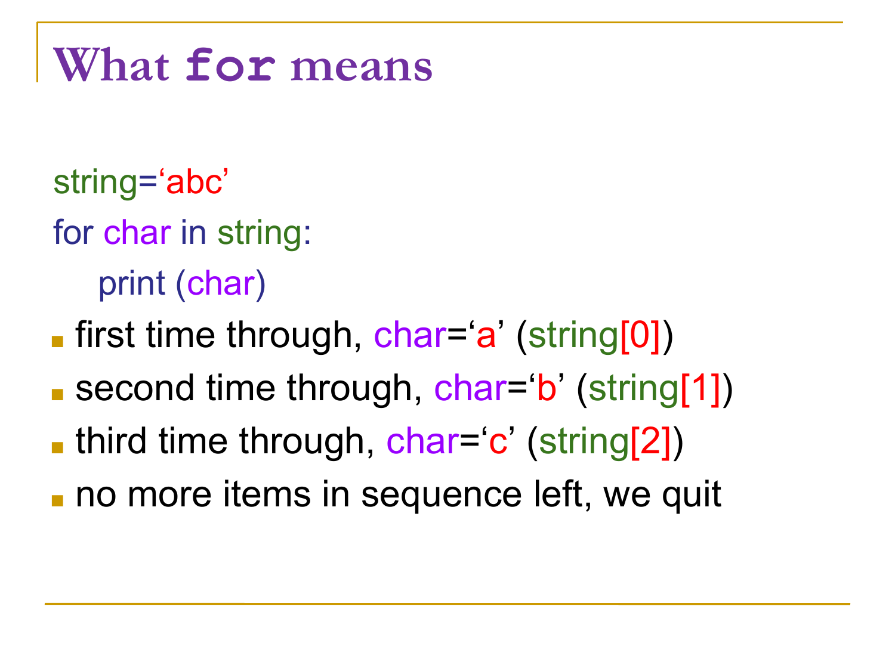# What `for` means

```
string='abc'
for char in string:
    print (char)
```

- first time through, char='a' (string[0])
- second time through, char='b' (string[1])
- third time through, char='c' (string[2])
- no more items in sequence left, we quit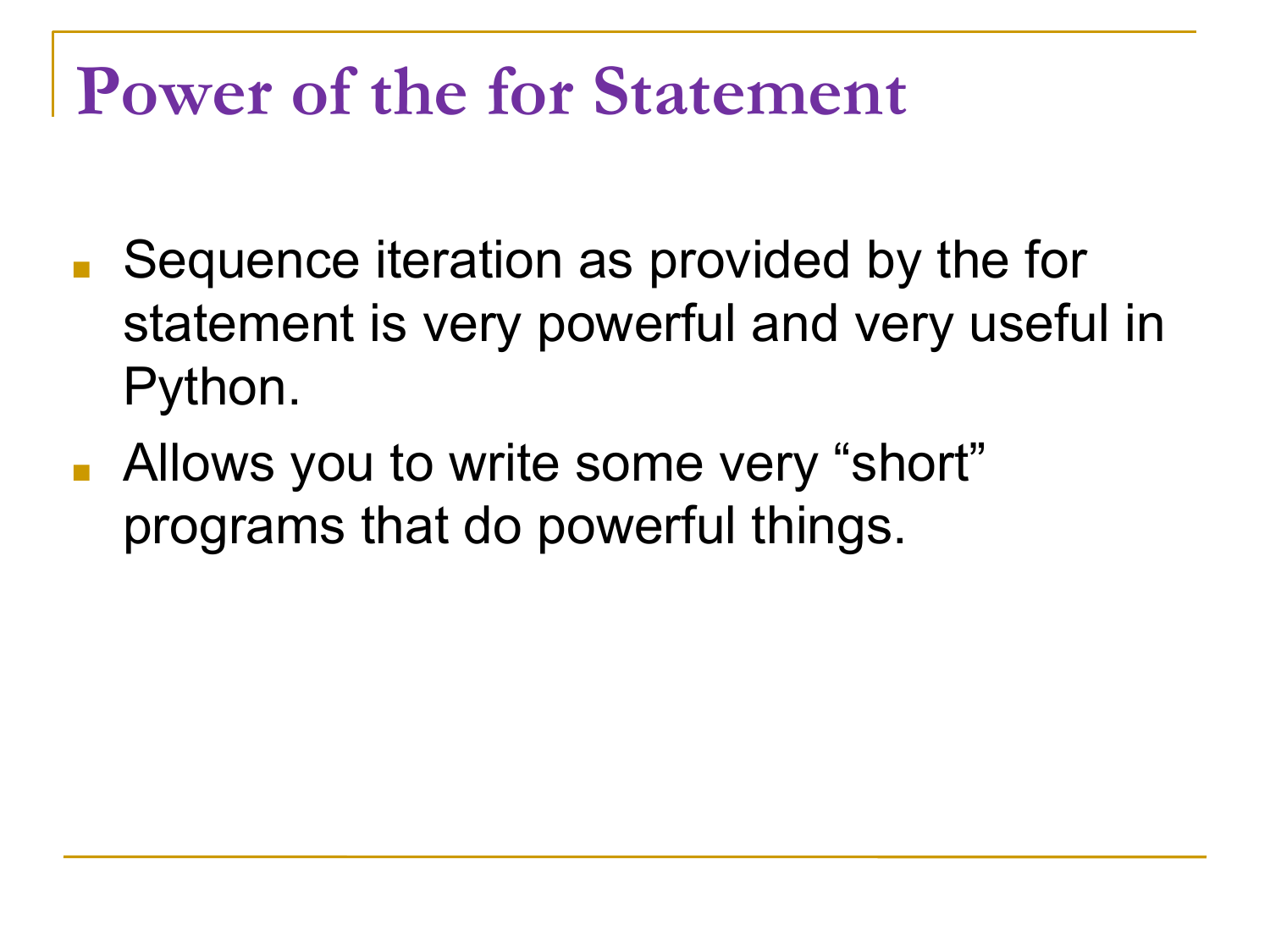# Power of the for Statement

- Sequence iteration as provided by the for statement is very powerful and very useful in Python.
- Allows you to write some very "short" programs that do powerful things.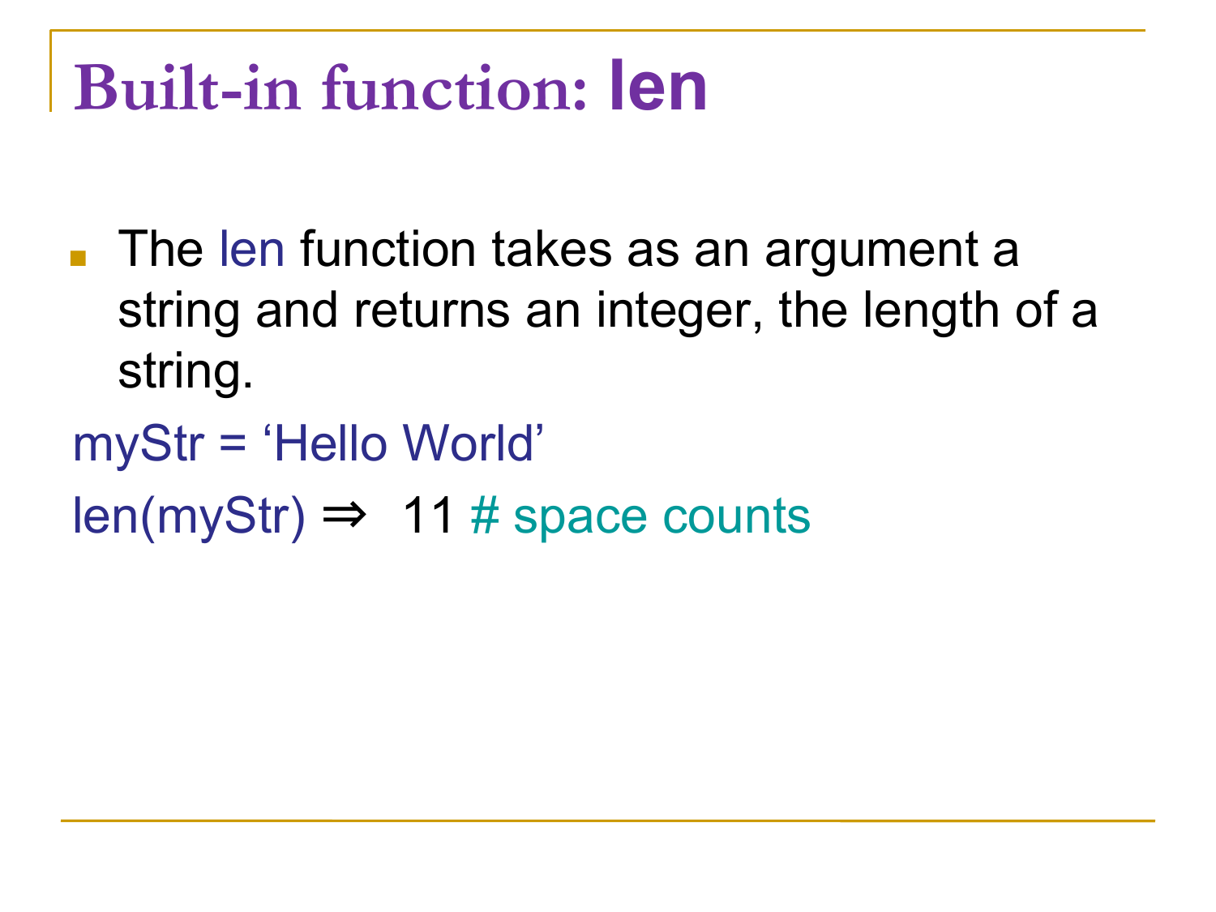# Built-in function: len

- The len function takes as an argument a string and returns an integer, the length of a string.

mySt‍r = ‘Hello World’

len(myStr) ⇒  11 # space counts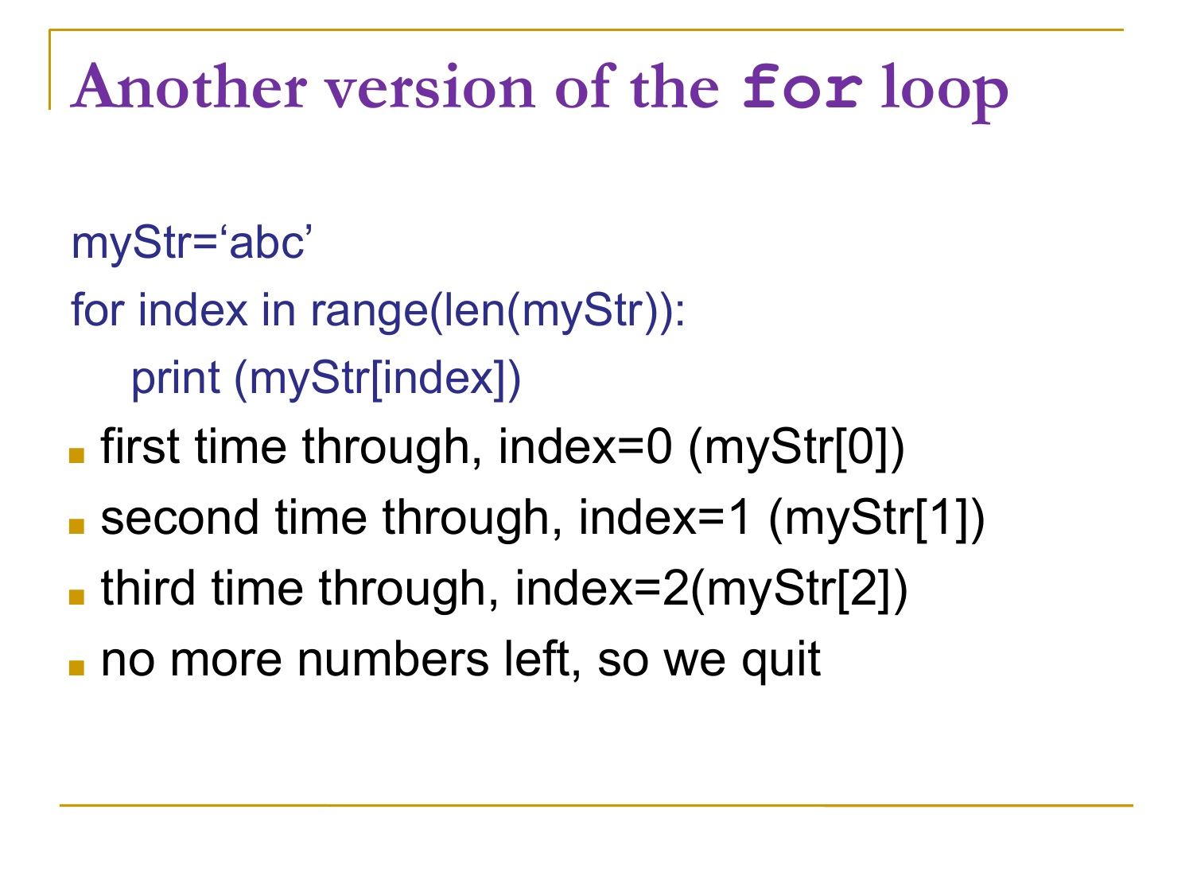# Another version of the `for` loop

```
myStr='abc'
for index in range(len(myStr)):
    print (myStr[index])
```

- first time through, index=0 (myStr[0])
- second time through, index=1 (myStr[1])
- third time through, index=2(myStr[2])
- no more numbers left, so we quit